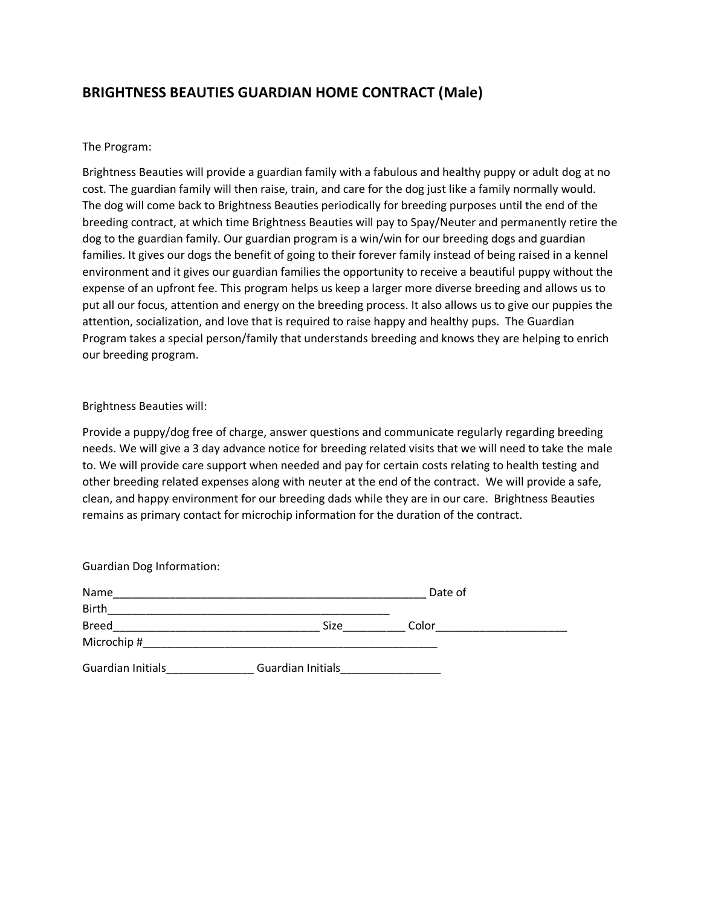## BRIGHTNESS BEAUTIES GUARDIAN HOME CONTRACT (Male)

The Program:

Brightness Beauties will provide a guardian family with a fabulous and healthy puppy or adult dog at no cost. The guardian family will then raise, train, and care for the dog just like a family normally would. The dog will come back to Brightness Beauties periodically for breeding purposes until the end of the breeding contract, at which time Brightness Beauties will pay to Spay/Neuter and permanently retire the dog to the guardian family. Our guardian program is a win/win for our breeding dogs and guardian families. It gives our dogs the benefit of going to their forever family instead of being raised in a kennel environment and it gives our guardian families the opportunity to receive a beautiful puppy without the expense of an upfront fee. This program helps us keep a larger more diverse breeding and allows us to put all our focus, attention and energy on the breeding process. It also allows us to give our puppies the attention, socialization, and love that is required to raise happy and healthy pups. The Guardian Program takes a special person/family that understands breeding and knows they are helping to enrich our breeding program.

Brightness Beauties will:

Provide a puppy/dog free of charge, answer questions and communicate regularly regarding breeding needs. We will give a 3 day advance notice for breeding related visits that we will need to take the male to. We will provide care support when needed and pay for certain costs relating to health testing and other breeding related expenses along with neuter at the end of the contract. We will provide a safe, clean, and happy environment for our breeding dads while they are in our care. Brightness Beauties remains as primary contact for microchip information for the duration of the contract.

Guardian Dog Information:

Name_____________________________________________________ Date of Birth_________________________________________________

Breed__________________________________ Size__________ Color______________________

Microchip #__________________________________________________

Guardian Initials______________ Guardian Initials________________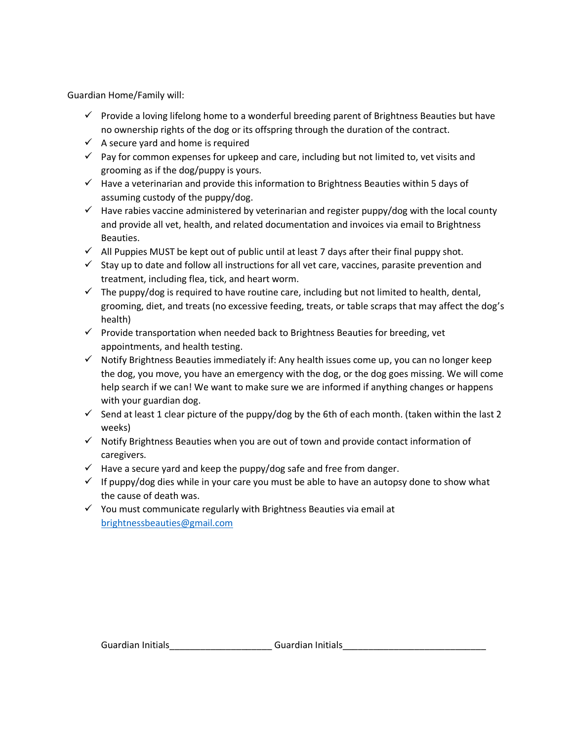Guardian Home/Family will:

- ✓ Provide a loving lifelong home to a wonderful breeding parent of Brightness Beauties but have no ownership rights of the dog or its offspring through the duration of the contract.
- ✓ A secure yard and home is required
- ✓ Pay for common expenses for upkeep and care, including but not limited to, vet visits and grooming as if the dog/puppy is yours.
- ✓ Have a veterinarian and provide this information to Brightness Beauties within 5 days of assuming custody of the puppy/dog.
- ✓ Have rabies vaccine administered by veterinarian and register puppy/dog with the local county and provide all vet, health, and related documentation and invoices via email to Brightness Beauties.
- ✓ All Puppies MUST be kept out of public until at least 7 days after their final puppy shot.
- ✓ Stay up to date and follow all instructions for all vet care, vaccines, parasite prevention and treatment, including flea, tick, and heart worm.
- ✓ The puppy/dog is required to have routine care, including but not limited to health, dental, grooming, diet, and treats (no excessive feeding, treats, or table scraps that may affect the dog's health)
- ✓ Provide transportation when needed back to Brightness Beauties for breeding, vet appointments, and health testing.
- ✓ Notify Brightness Beauties immediately if: Any health issues come up, you can no longer keep the dog, you move, you have an emergency with the dog, or the dog goes missing. We will come help search if we can! We want to make sure we are informed if anything changes or happens with your guardian dog.
- ✓ Send at least 1 clear picture of the puppy/dog by the 6th of each month. (taken within the last 2 weeks)
- ✓ Notify Brightness Beauties when you are out of town and provide contact information of caregivers.
- ✓ Have a secure yard and keep the puppy/dog safe and free from danger.
- ✓ If puppy/dog dies while in your care you must be able to have an autopsy done to show what the cause of death was.
- ✓ You must communicate regularly with Brightness Beauties via email at brightnessbeauties@gmail.com

Guardian Initials____________________ Guardian Initials____________________________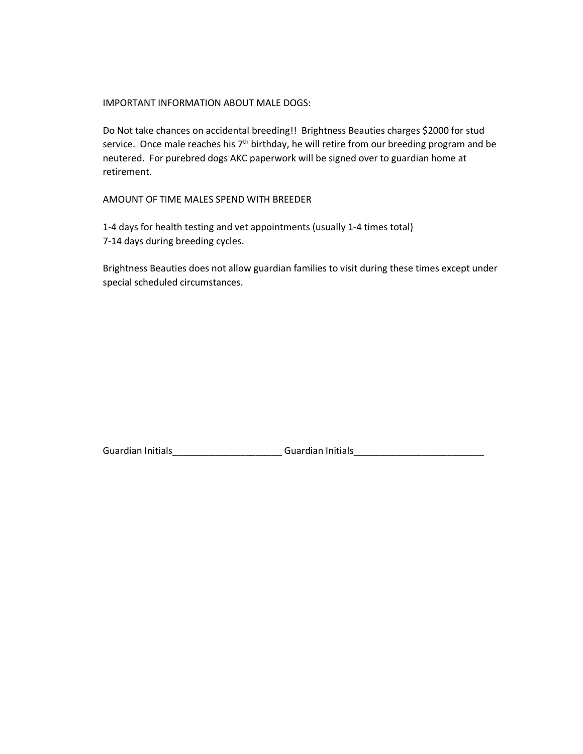IMPORTANT INFORMATION ABOUT MALE DOGS:

Do Not take chances on accidental breeding!! Brightness Beauties charges $2000 for stud service. Once male reaches his 7th birthday, he will retire from our breeding program and be neutered. For purebred dogs AKC paperwork will be signed over to guardian home at retirement.

AMOUNT OF TIME MALES SPEND WITH BREEDER

1-4 days for health testing and vet appointments (usually 1-4 times total)
7-14 days during breeding cycles.

Brightness Beauties does not allow guardian families to visit during these times except under special scheduled circumstances.

Guardian Initials_____________________ Guardian Initials_________________________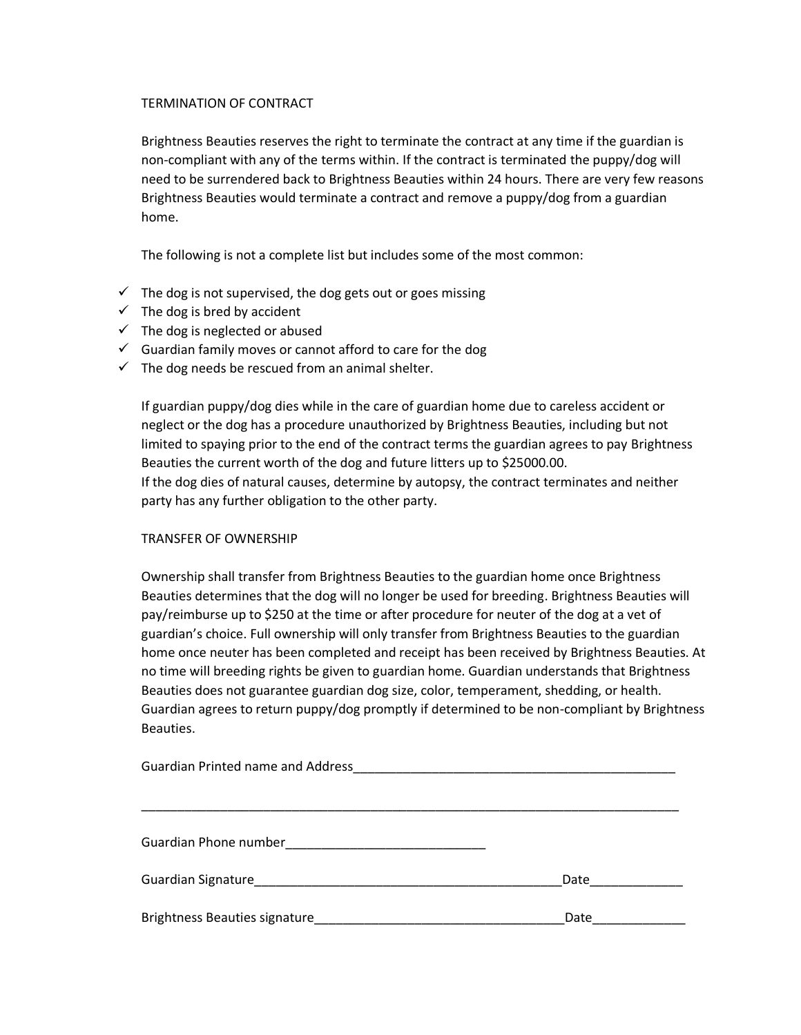## TERMINATION OF CONTRACT

Brightness Beauties reserves the right to terminate the contract at any time if the guardian is non-compliant with any of the terms within. If the contract is terminated the puppy/dog will need to be surrendered back to Brightness Beauties within 24 hours. There are very few reasons Brightness Beauties would terminate a contract and remove a puppy/dog from a guardian home.

The following is not a complete list but includes some of the most common:

- ✓ The dog is not supervised, the dog gets out or goes missing
- ✓ The dog is bred by accident
- ✓ The dog is neglected or abused
- ✓ Guardian family moves or cannot afford to care for the dog
- ✓ The dog needs be rescued from an animal shelter.

If guardian puppy/dog dies while in the care of guardian home due to careless accident or neglect or the dog has a procedure unauthorized by Brightness Beauties, including but not limited to spaying prior to the end of the contract terms the guardian agrees to pay Brightness Beauties the current worth of the dog and future litters up to $25000.00.
If the dog dies of natural causes, determine by autopsy, the contract terminates and neither party has any further obligation to the other party.

## TRANSFER OF OWNERSHIP

Ownership shall transfer from Brightness Beauties to the guardian home once Brightness Beauties determines that the dog will no longer be used for breeding. Brightness Beauties will pay/reimburse up to $250 at the time or after procedure for neuter of the dog at a vet of guardian's choice. Full ownership will only transfer from Brightness Beauties to the guardian home once neuter has been completed and receipt has been received by Brightness Beauties. At no time will breeding rights be given to guardian home. Guardian understands that Brightness Beauties does not guarantee guardian dog size, color, temperament, shedding, or health. Guardian agrees to return puppy/dog promptly if determined to be non-compliant by Brightness Beauties.

Guardian Printed name and Address_______________________________________________

________________________________________________________________________________

Guardian Phone number____________________________

Guardian Signature____________________________________________Date_____________

Brightness Beauties signature___________________________________Date_____________